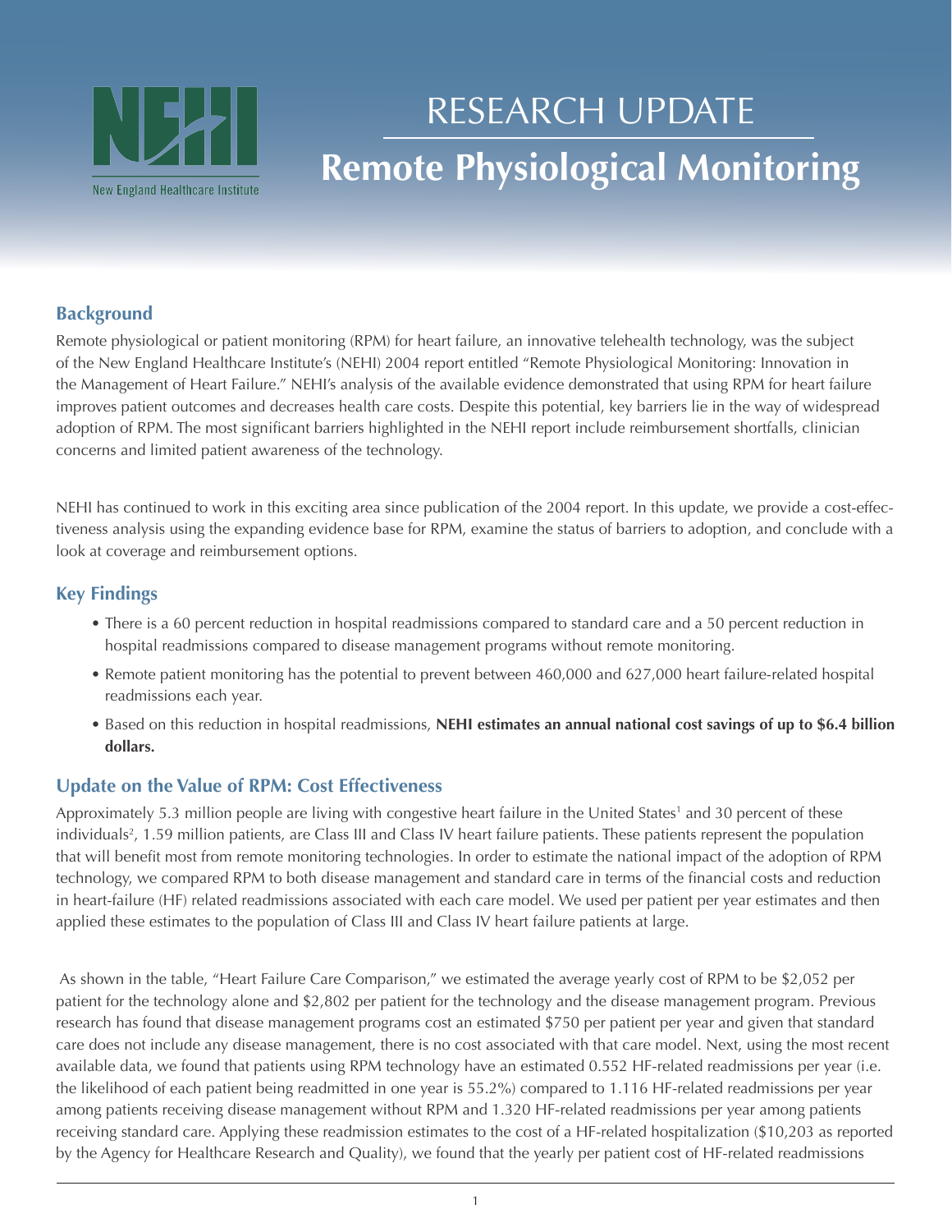New England Healthcare Institute

# RESEARCH UPDATE
# Remote Physiological Monitoring

## Background

Remote physiological or patient monitoring (RPM) for heart failure, an innovative telehealth technology, was the subject of the New England Healthcare Institute's (NEHI) 2004 report entitled "Remote Physiological Monitoring: Innovation in the Management of Heart Failure." NEHI's analysis of the available evidence demonstrated that using RPM for heart failure improves patient outcomes and decreases health care costs. Despite this potential, key barriers lie in the way of widespread adoption of RPM. The most significant barriers highlighted in the NEHI report include reimbursement shortfalls, clinician concerns and limited patient awareness of the technology.

NEHI has continued to work in this exciting area since publication of the 2004 report. In this update, we provide a cost-effectiveness analysis using the expanding evidence base for RPM, examine the status of barriers to adoption, and conclude with a look at coverage and reimbursement options.

## Key Findings

- There is a 60 percent reduction in hospital readmissions compared to standard care and a 50 percent reduction in hospital readmissions compared to disease management programs without remote monitoring.
- Remote patient monitoring has the potential to prevent between 460,000 and 627,000 heart failure-related hospital readmissions each year.
- Based on this reduction in hospital readmissions, **NEHI estimates an annual national cost savings of up to $6.4 billion dollars.**

## Update on the Value of RPM: Cost Effectiveness

Approximately 5.3 million people are living with congestive heart failure in the United States[1] and 30 percent of these individuals[2], 1.59 million patients, are Class III and Class IV heart failure patients. These patients represent the population that will benefit most from remote monitoring technologies. In order to estimate the national impact of the adoption of RPM technology, we compared RPM to both disease management and standard care in terms of the financial costs and reduction in heart-failure (HF) related readmissions associated with each care model. We used per patient per year estimates and then applied these estimates to the population of Class III and Class IV heart failure patients at large.

As shown in the table, "Heart Failure Care Comparison," we estimated the average yearly cost of RPM to be $2,052 per patient for the technology alone and $2,802 per patient for the technology and the disease management program. Previous research has found that disease management programs cost an estimated $750 per patient per year and given that standard care does not include any disease management, there is no cost associated with that care model. Next, using the most recent available data, we found that patients using RPM technology have an estimated 0.552 HF-related readmissions per year (i.e. the likelihood of each patient being readmitted in one year is 55.2%) compared to 1.116 HF-related readmissions per year among patients receiving disease management without RPM and 1.320 HF-related readmissions per year among patients receiving standard care. Applying these readmission estimates to the cost of a HF-related hospitalization ($10,203 as reported by the Agency for Healthcare Research and Quality), we found that the yearly per patient cost of HF-related readmissions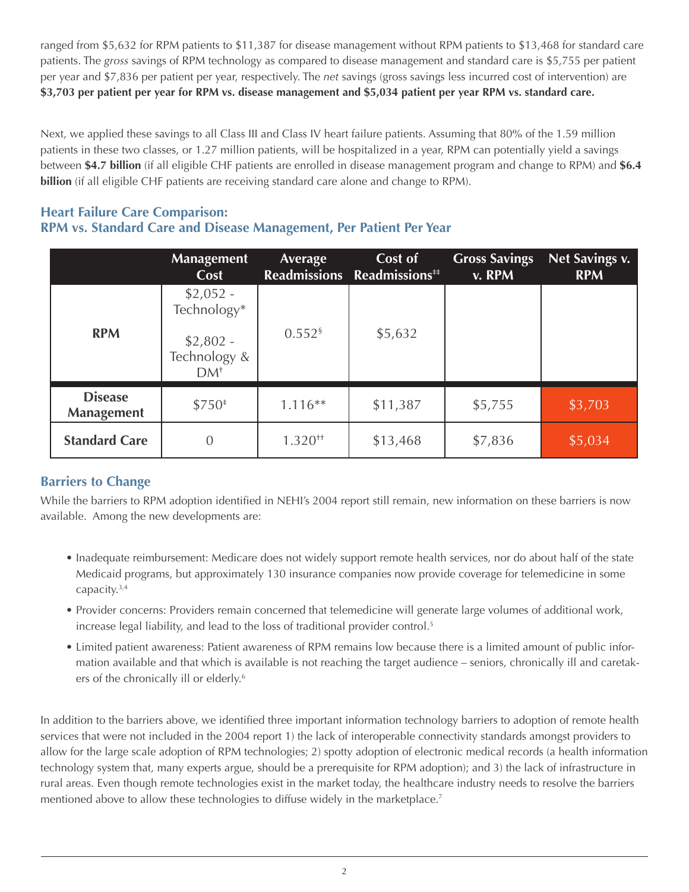ranged from $5,632 for RPM patients to $11,387 for disease management without RPM patients to $13,468 for standard care patients. The *gross* savings of RPM technology as compared to disease management and standard care is $5,755 per patient per year and $7,836 per patient per year, respectively. The *net* savings (gross savings less incurred cost of intervention) are **$3,703 per patient per year for RPM vs. disease management and $5,034 patient per year RPM vs. standard care.**

Next, we applied these savings to all Class III and Class IV heart failure patients. Assuming that 80% of the 1.59 million patients in these two classes, or 1.27 million patients, will be hospitalized in a year, RPM can potentially yield a savings between **$4.7 billion** (if all eligible CHF patients are enrolled in disease management program and change to RPM) and **$6.4 billion** (if all eligible CHF patients are receiving standard care alone and change to RPM).

## Heart Failure Care Comparison: RPM vs. Standard Care and Disease Management, Per Patient Per Year

| | Management Cost | Average Readmissions | Cost of Readmissions‡‡ | Gross Savings v. RPM | Net Savings v. RPM |
|---|---|---|---|---|---|
| **RPM** | $2,052 - Technology* <br> $2,802 - Technology & DM† | 0.552§ | $5,632 | | |
| **Disease Management** | $750‡ | 1.116** | $11,387 | $5,755 | $3,703 |
| **Standard Care** | 0 | 1.320†† | $13,468 | $7,836 | $5,034 |

## Barriers to Change

While the barriers to RPM adoption identified in NEHI's 2004 report still remain, new information on these barriers is now available. Among the new developments are:

- Inadequate reimbursement: Medicare does not widely support remote health services, nor do about half of the state Medicaid programs, but approximately 130 insurance companies now provide coverage for telemedicine in some capacity.[3,4]
- Provider concerns: Providers remain concerned that telemedicine will generate large volumes of additional work, increase legal liability, and lead to the loss of traditional provider control.[5]
- Limited patient awareness: Patient awareness of RPM remains low because there is a limited amount of public information available and that which is available is not reaching the target audience – seniors, chronically ill and caretakers of the chronically ill or elderly.[6]

In addition to the barriers above, we identified three important information technology barriers to adoption of remote health services that were not included in the 2004 report 1) the lack of interoperable connectivity standards amongst providers to allow for the large scale adoption of RPM technologies; 2) spotty adoption of electronic medical records (a health information technology system that, many experts argue, should be a prerequisite for RPM adoption); and 3) the lack of infrastructure in rural areas. Even though remote technologies exist in the market today, the healthcare industry needs to resolve the barriers mentioned above to allow these technologies to diffuse widely in the marketplace.[7]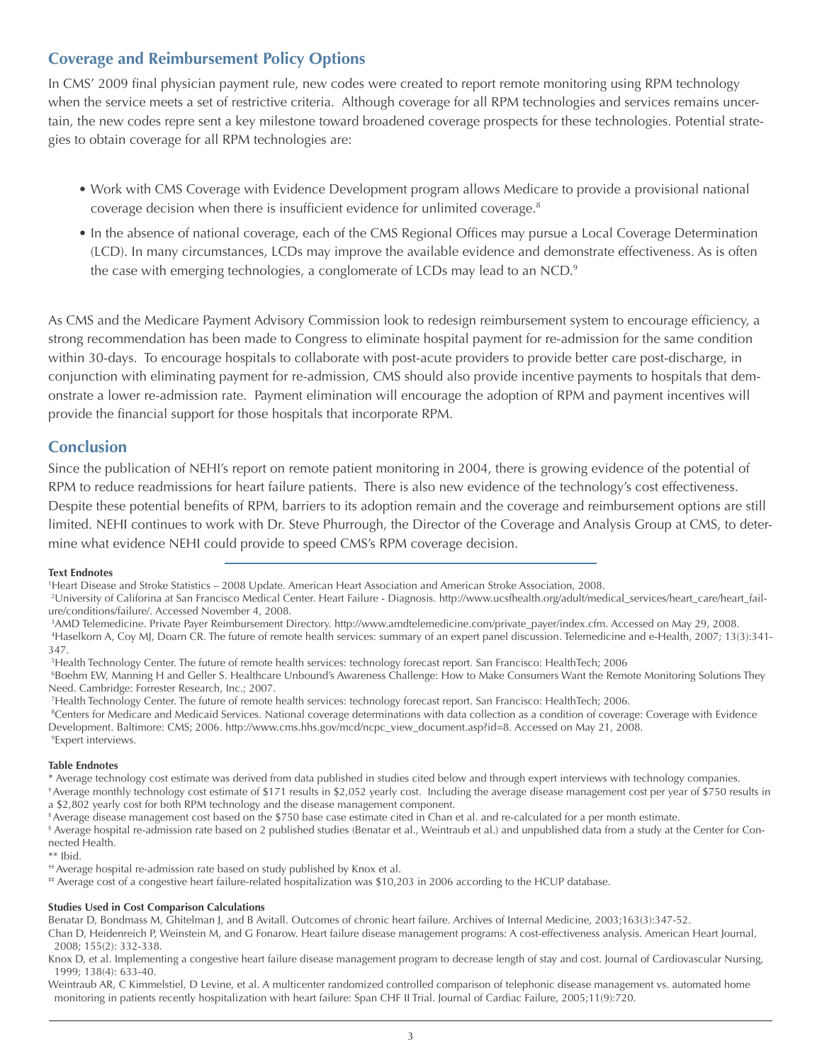## Coverage and Reimbursement Policy Options

In CMS' 2009 final physician payment rule, new codes were created to report remote monitoring using RPM technology when the service meets a set of restrictive criteria. Although coverage for all RPM technologies and services remains uncertain, the new codes repre sent a key milestone toward broadened coverage prospects for these technologies. Potential strategies to obtain coverage for all RPM technologies are:

- Work with CMS Coverage with Evidence Development program allows Medicare to provide a provisional national coverage decision when there is insufficient evidence for unlimited coverage.[8]
- In the absence of national coverage, each of the CMS Regional Offices may pursue a Local Coverage Determination (LCD). In many circumstances, LCDs may improve the available evidence and demonstrate effectiveness. As is often the case with emerging technologies, a conglomerate of LCDs may lead to an NCD.[9]

As CMS and the Medicare Payment Advisory Commission look to redesign reimbursement system to encourage efficiency, a strong recommendation has been made to Congress to eliminate hospital payment for re-admission for the same condition within 30-days. To encourage hospitals to collaborate with post-acute providers to provide better care post-discharge, in conjunction with eliminating payment for re-admission, CMS should also provide incentive payments to hospitals that demonstrate a lower re-admission rate. Payment elimination will encourage the adoption of RPM and payment incentives will provide the financial support for those hospitals that incorporate RPM.

## Conclusion

Since the publication of NEHI's report on remote patient monitoring in 2004, there is growing evidence of the potential of RPM to reduce readmissions for heart failure patients. There is also new evidence of the technology's cost effectiveness. Despite these potential benefits of RPM, barriers to its adoption remain and the coverage and reimbursement options are still limited. NEHI continues to work with Dr. Steve Phurrough, the Director of the Coverage and Analysis Group at CMS, to determine what evidence NEHI could provide to speed CMS's RPM coverage decision.

---

**Text Endnotes**

[1]Heart Disease and Stroke Statistics – 2008 Update. American Heart Association and American Stroke Association, 2008.

[2]University of Califorina at San Francisco Medical Center. Heart Failure - Diagnosis. http://www.ucsfhealth.org/adult/medical_services/heart_care/heart_failure/conditions/failure/. Accessed November 4, 2008.

[3]AMD Telemedicine. Private Payer Reimbursement Directory. http://www.amdtelemedicine.com/private_payer/index.cfm. Accessed on May 29, 2008.

[4]Haselkorn A, Coy MJ, Doarn CR. The future of remote health services: summary of an expert panel discussion. Telemedicine and e-Health, 2007; 13(3):341-347.

[5]Health Technology Center. The future of remote health services: technology forecast report. San Francisco: HealthTech; 2006

[6]Boehm EW, Manning H and Geller S. Healthcare Unbound's Awareness Challenge: How to Make Consumers Want the Remote Monitoring Solutions They Need. Cambridge: Forrester Research, Inc.; 2007.

[7]Health Technology Center. The future of remote health services: technology forecast report. San Francisco: HealthTech; 2006.

[8]Centers for Medicare and Medicaid Services. National coverage determinations with data collection as a condition of coverage: Coverage with Evidence Development. Baltimore: CMS; 2006. http://www.cms.hhs.gov/mcd/ncpc_view_document.asp?id=8. Accessed on May 21, 2008.

[9]Expert interviews.

**Table Endnotes**

* Average technology cost estimate was derived from data published in studies cited below and through expert interviews with technology companies.

† Average monthly technology cost estimate of $171 results in $2,052 yearly cost. Including the average disease management cost per year of $750 results in a $2,802 yearly cost for both RPM technology and the disease management component.

‡ Average disease management cost based on the $750 base case estimate cited in Chan et al. and re-calculated for a per month estimate.

§ Average hospital re-admission rate based on 2 published studies (Benatar et al., Weintraub et al.) and unpublished data from a study at the Center for Connected Health.

** Ibid.

†† Average hospital re-admission rate based on study published by Knox et al.

‡‡ Average cost of a congestive heart failure-related hospitalization was $10,203 in 2006 according to the HCUP database.

**Studies Used in Cost Comparison Calculations**

Benatar D, Bondmass M, Ghitelman J, and B Avitall. Outcomes of chronic heart failure. Archives of Internal Medicine, 2003;163(3):347-52.

Chan D, Heidenreich P, Weinstein M, and G Fonarow. Heart failure disease management programs: A cost-effectiveness analysis. American Heart Journal, 2008; 155(2): 332-338.

Knox D, et al. Implementing a congestive heart failure disease management program to decrease length of stay and cost. Journal of Cardiovascular Nursing, 1999; 138(4): 633-40.

Weintraub AR, C Kimmelstiel, D Levine, et al. A multicenter randomized controlled comparison of telephonic disease management vs. automated home monitoring in patients recently hospitalization with heart failure: Span CHF II Trial. Journal of Cardiac Failure, 2005;11(9):720.